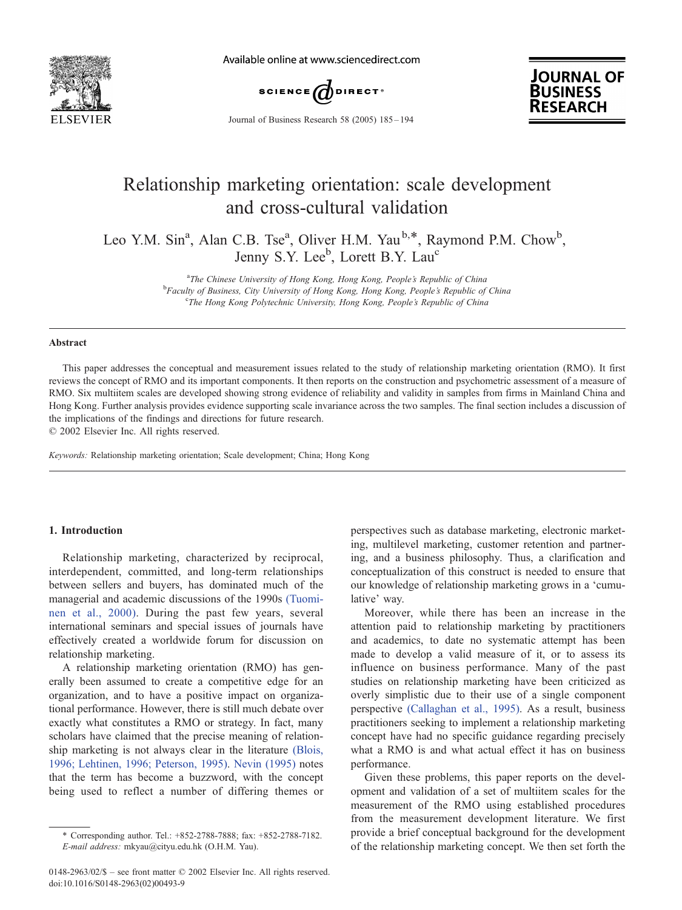# Relationship marketing orientation: scale development and cross-cultural validation

Leo Y.M. Sin[a], Alan C.B. Tse[a], Oliver H.M. Yau[b,*], Raymond P.M. Chow[b], Jenny S.Y. Lee[b], Lorett B.Y. Lau[c]

[a]*The Chinese University of Hong Kong, Hong Kong, People's Republic of China*
[b]*Faculty of Business, City University of Hong Kong, Hong Kong, People's Republic of China*
[c]*The Hong Kong Polytechnic University, Hong Kong, People's Republic of China*

## Abstract

This paper addresses the conceptual and measurement issues related to the study of relationship marketing orientation (RMO). It first reviews the concept of RMO and its important components. It then reports on the construction and psychometric assessment of a measure of RMO. Six multiitem scales are developed showing strong evidence of reliability and validity in samples from firms in Mainland China and Hong Kong. Further analysis provides evidence supporting scale invariance across the two samples. The final section includes a discussion of the implications of the findings and directions for future research.
© 2002 Elsevier Inc. All rights reserved.

*Keywords:* Relationship marketing orientation; Scale development; China; Hong Kong

## 1. Introduction

Relationship marketing, characterized by reciprocal, interdependent, committed, and long-term relationships between sellers and buyers, has dominated much of the managerial and academic discussions of the 1990s (Tuominen et al., 2000). During the past few years, several international seminars and special issues of journals have effectively created a worldwide forum for discussion on relationship marketing.

A relationship marketing orientation (RMO) has generally been assumed to create a competitive edge for an organization, and to have a positive impact on organizational performance. However, there is still much debate over exactly what constitutes a RMO or strategy. In fact, many scholars have claimed that the precise meaning of relationship marketing is not always clear in the literature (Blois, 1996; Lehtinen, 1996; Peterson, 1995). Nevin (1995) notes that the term has become a buzzword, with the concept being used to reflect a number of differing themes or perspectives such as database marketing, electronic marketing, multilevel marketing, customer retention and partnering, and a business philosophy. Thus, a clarification and conceptualization of this construct is needed to ensure that our knowledge of relationship marketing grows in a 'cumulative' way.

Moreover, while there has been an increase in the attention paid to relationship marketing by practitioners and academics, to date no systematic attempt has been made to develop a valid measure of it, or to assess its influence on business performance. Many of the past studies on relationship marketing have been criticized as overly simplistic due to their use of a single component perspective (Callaghan et al., 1995). As a result, business practitioners seeking to implement a relationship marketing concept have had no specific guidance regarding precisely what a RMO is and what actual effect it has on business performance.

Given these problems, this paper reports on the development and validation of a set of multiitem scales for the measurement of the RMO using established procedures from the measurement development literature. We first provide a brief conceptual background for the development of the relationship marketing concept. We then set forth the

\* Corresponding author. Tel.: +852-2788-7888; fax: +852-2788-7182.
*E-mail address:* mkyau@cityu.edu.hk (O.H.M. Yau).

0148-2963/02/$ – see front matter © 2002 Elsevier Inc. All rights reserved.
doi:10.1016/S0148-2963(02)00493-9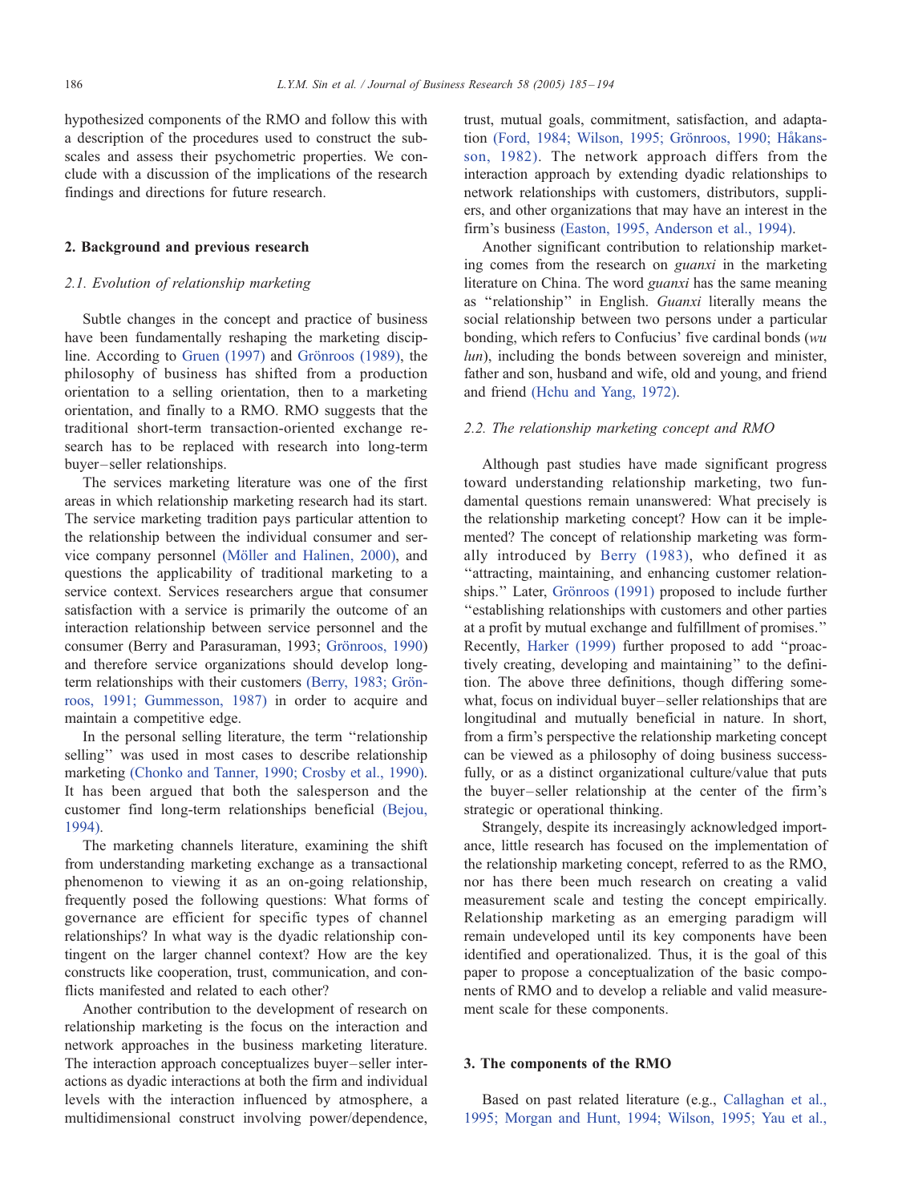hypothesized components of the RMO and follow this with a description of the procedures used to construct the subscales and assess their psychometric properties. We conclude with a discussion of the implications of the research findings and directions for future research.

## 2. Background and previous research

### 2.1. Evolution of relationship marketing

Subtle changes in the concept and practice of business have been fundamentally reshaping the marketing discipline. According to Gruen (1997) and Grönroos (1989), the philosophy of business has shifted from a production orientation to a selling orientation, then to a marketing orientation, and finally to a RMO. RMO suggests that the traditional short-term transaction-oriented exchange research has to be replaced with research into long-term buyer–seller relationships.

The services marketing literature was one of the first areas in which relationship marketing research had its start. The service marketing tradition pays particular attention to the relationship between the individual consumer and service company personnel (Möller and Halinen, 2000), and questions the applicability of traditional marketing to a service context. Services researchers argue that consumer satisfaction with a service is primarily the outcome of an interaction relationship between service personnel and the consumer (Berry and Parasuraman, 1993; Grönroos, 1990) and therefore service organizations should develop long-term relationships with their customers (Berry, 1983; Grönroos, 1991; Gummesson, 1987) in order to acquire and maintain a competitive edge.

In the personal selling literature, the term ''relationship selling'' was used in most cases to describe relationship marketing (Chonko and Tanner, 1990; Crosby et al., 1990). It has been argued that both the salesperson and the customer find long-term relationships beneficial (Bejou, 1994).

The marketing channels literature, examining the shift from understanding marketing exchange as a transactional phenomenon to viewing it as an on-going relationship, frequently posed the following questions: What forms of governance are efficient for specific types of channel relationships? In what way is the dyadic relationship contingent on the larger channel context? How are the key constructs like cooperation, trust, communication, and conflicts manifested and related to each other?

Another contribution to the development of research on relationship marketing is the focus on the interaction and network approaches in the business marketing literature. The interaction approach conceptualizes buyer–seller interactions as dyadic interactions at both the firm and individual levels with the interaction influenced by atmosphere, a multidimensional construct involving power/dependence, trust, mutual goals, commitment, satisfaction, and adaptation (Ford, 1984; Wilson, 1995; Grönroos, 1990; Håkansson, 1982). The network approach differs from the interaction approach by extending dyadic relationships to network relationships with customers, distributors, suppliers, and other organizations that may have an interest in the firm's business (Easton, 1995, Anderson et al., 1994).

Another significant contribution to relationship marketing comes from the research on *guanxi* in the marketing literature on China. The word *guanxi* has the same meaning as ''relationship'' in English. *Guanxi* literally means the social relationship between two persons under a particular bonding, which refers to Confucius' five cardinal bonds (*wu lun*), including the bonds between sovereign and minister, father and son, husband and wife, old and young, and friend and friend (Hchu and Yang, 1972).

### 2.2. The relationship marketing concept and RMO

Although past studies have made significant progress toward understanding relationship marketing, two fundamental questions remain unanswered: What precisely is the relationship marketing concept? How can it be implemented? The concept of relationship marketing was formally introduced by Berry (1983), who defined it as ''attracting, maintaining, and enhancing customer relationships.'' Later, Grönroos (1991) proposed to include further ''establishing relationships with customers and other parties at a profit by mutual exchange and fulfillment of promises.'' Recently, Harker (1999) further proposed to add ''proactively creating, developing and maintaining'' to the definition. The above three definitions, though differing somewhat, focus on individual buyer–seller relationships that are longitudinal and mutually beneficial in nature. In short, from a firm's perspective the relationship marketing concept can be viewed as a philosophy of doing business successfully, or as a distinct organizational culture/value that puts the buyer–seller relationship at the center of the firm's strategic or operational thinking.

Strangely, despite its increasingly acknowledged importance, little research has focused on the implementation of the relationship marketing concept, referred to as the RMO, nor has there been much research on creating a valid measurement scale and testing the concept empirically. Relationship marketing as an emerging paradigm will remain undeveloped until its key components have been identified and operationalized. Thus, it is the goal of this paper to propose a conceptualization of the basic components of RMO and to develop a reliable and valid measurement scale for these components.

## 3. The components of the RMO

Based on past related literature (e.g., Callaghan et al., 1995; Morgan and Hunt, 1994; Wilson, 1995; Yau et al.,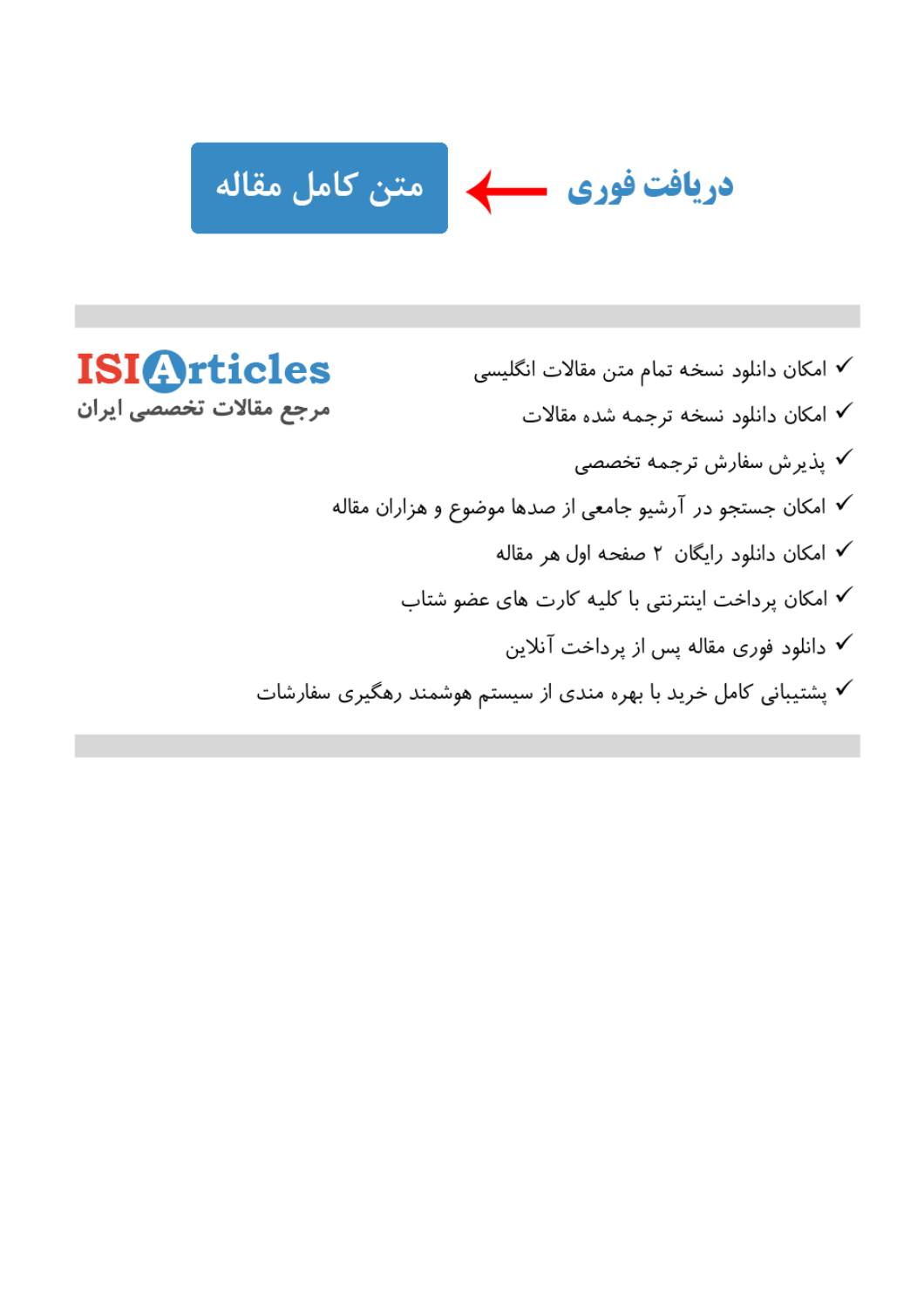دریافت فوری ← **متن کامل مقاله**

**ISIArticles**
مرجع مقالات تخصصی ایران

- ✓ امکان دانلود نسخه تمام متن مقالات انگلیسی
- ✓ امکان دانلود نسخه ترجمه شده مقالات
- ✓ پذیرش سفارش ترجمه تخصصی
- ✓ امکان جستجو در آرشیو جامعی از صدها موضوع و هزاران مقاله
- ✓ امکان دانلود رایگان ۲ صفحه اول هر مقاله
- ✓ امکان پرداخت اینترنتی با کلیه کارت های عضو شتاب
- ✓ دانلود فوری مقاله پس از پرداخت آنلاین
- ✓ پشتیبانی کامل خرید با بهره مندی از سیستم هوشمند رهگیری سفارشات